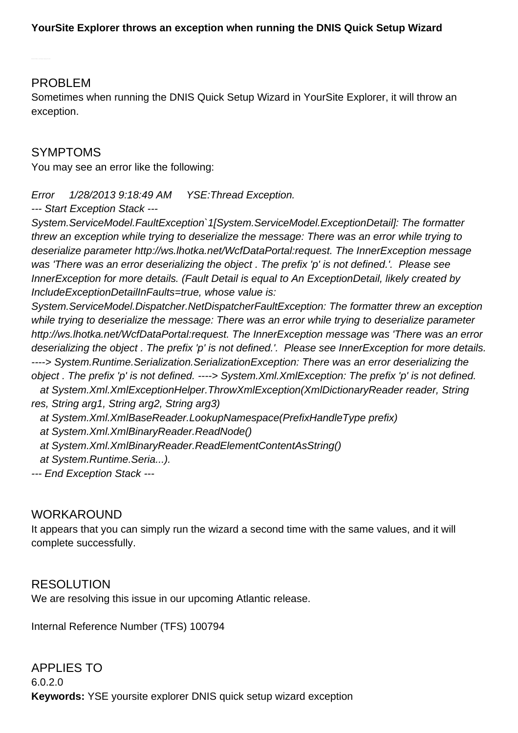**YourSite Explorer throws an exception when running the DNIS Quick Setup Wizard**

## PROBLEM

Sometimes when running the DNIS Quick Setup Wizard in YourSite Explorer, it will throw an exception.

## SYMPTOMS

You may see an error like the following:

*Error 1/28/2013 9:18:49 AM YSE:Thread Exception.*
*--- Start Exception Stack ---*
*System.ServiceModel.FaultException`1[System.ServiceModel.ExceptionDetail]: The formatter threw an exception while trying to deserialize the message: There was an error while trying to deserialize parameter http://ws.lhotka.net/WcfDataPortal:request. The InnerException message was 'There was an error deserializing the object . The prefix 'p' is not defined.'. Please see InnerException for more details. (Fault Detail is equal to An ExceptionDetail, likely created by IncludeExceptionDetailInFaults=true, whose value is:*
*System.ServiceModel.Dispatcher.NetDispatcherFaultException: The formatter threw an exception while trying to deserialize the message: There was an error while trying to deserialize parameter http://ws.lhotka.net/WcfDataPortal:request. The InnerException message was 'There was an error deserializing the object . The prefix 'p' is not defined.'. Please see InnerException for more details. ----> System.Runtime.Serialization.SerializationException: There was an error deserializing the object . The prefix 'p' is not defined. ----> System.Xml.XmlException: The prefix 'p' is not defined.*
*at System.Xml.XmlExceptionHelper.ThrowXmlException(XmlDictionaryReader reader, String res, String arg1, String arg2, String arg3)*
*at System.Xml.XmlBaseReader.LookupNamespace(PrefixHandleType prefix)*
*at System.Xml.XmlBinaryReader.ReadNode()*
*at System.Xml.XmlBinaryReader.ReadElementContentAsString()*
*at System.Runtime.Seria...).*
*--- End Exception Stack ---*

## WORKAROUND

It appears that you can simply run the wizard a second time with the same values, and it will complete successfully.

## RESOLUTION

We are resolving this issue in our upcoming Atlantic release.

Internal Reference Number (TFS) 100794

## APPLIES TO

6.0.2.0

**Keywords:** YSE yoursite explorer DNIS quick setup wizard exception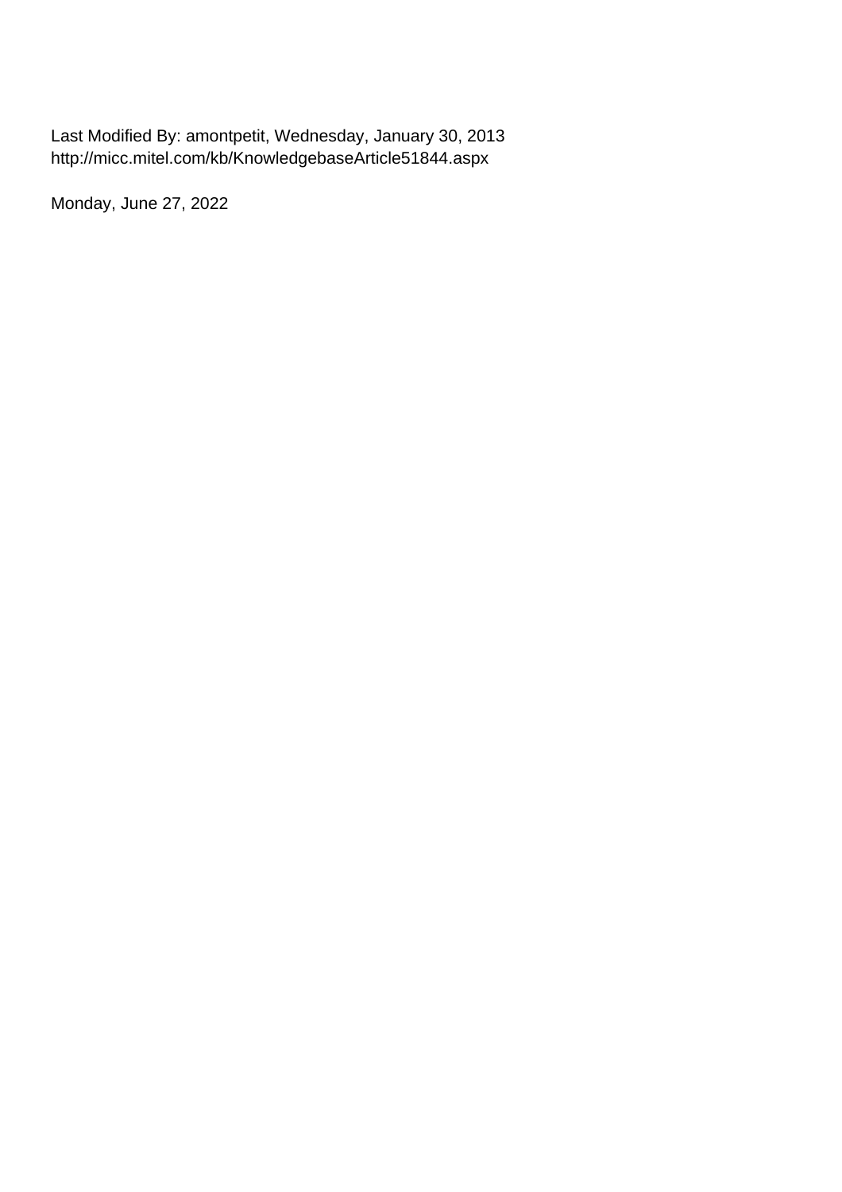Last Modified By: amontpetit, Wednesday, January 30, 2013
http://micc.mitel.com/kb/KnowledgebaseArticle51844.aspx

Monday, June 27, 2022